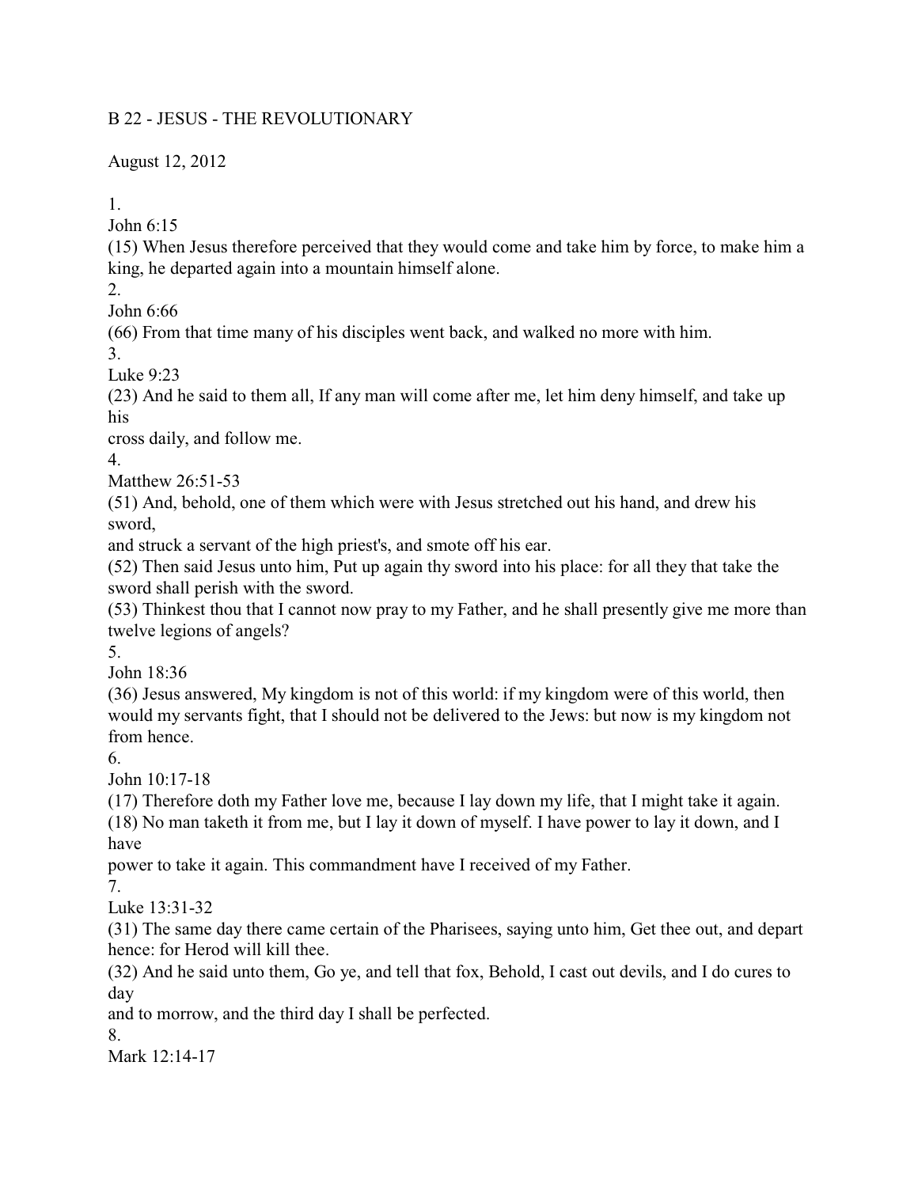# B 22 - JESUS - THE REVOLUTIONARY

August 12, 2012

1.
John 6:15
(15) When Jesus therefore perceived that they would come and take him by force, to make him a king, he departed again into a mountain himself alone.

2.
John 6:66
(66) From that time many of his disciples went back, and walked no more with him.

3.
Luke 9:23
(23) And he said to them all, If any man will come after me, let him deny himself, and take up his cross daily, and follow me.

4.
Matthew 26:51-53
(51) And, behold, one of them which were with Jesus stretched out his hand, and drew his sword, and struck a servant of the high priest's, and smote off his ear.
(52) Then said Jesus unto him, Put up again thy sword into his place: for all they that take the sword shall perish with the sword.
(53) Thinkest thou that I cannot now pray to my Father, and he shall presently give me more than twelve legions of angels?

5.
John 18:36
(36) Jesus answered, My kingdom is not of this world: if my kingdom were of this world, then would my servants fight, that I should not be delivered to the Jews: but now is my kingdom not from hence.

6.
John 10:17-18
(17) Therefore doth my Father love me, because I lay down my life, that I might take it again.
(18) No man taketh it from me, but I lay it down of myself. I have power to lay it down, and I have power to take it again. This commandment have I received of my Father.

7.
Luke 13:31-32
(31) The same day there came certain of the Pharisees, saying unto him, Get thee out, and depart hence: for Herod will kill thee.
(32) And he said unto them, Go ye, and tell that fox, Behold, I cast out devils, and I do cures to day and to morrow, and the third day I shall be perfected.

8.
Mark 12:14-17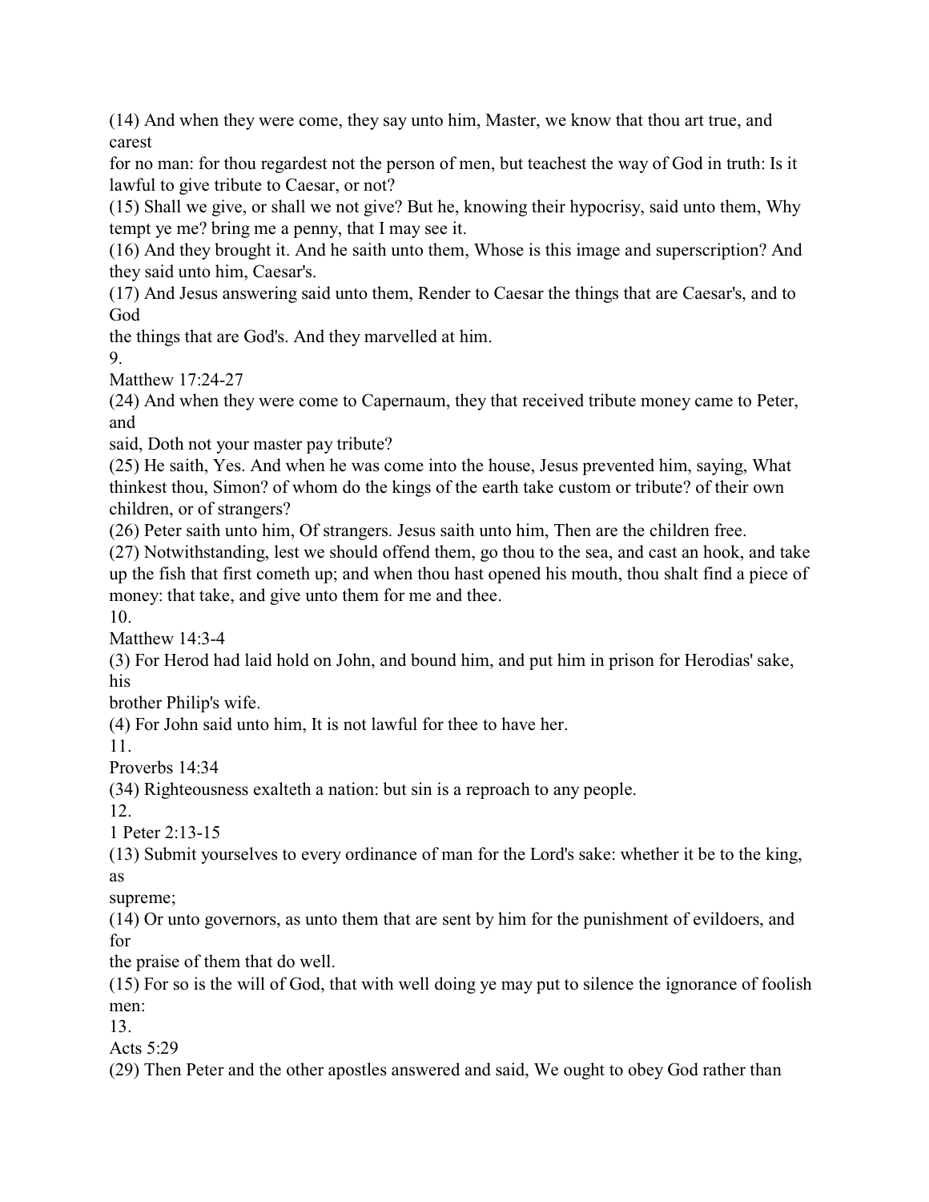(14) And when they were come, they say unto him, Master, we know that thou art true, and carest for no man: for thou regardest not the person of men, but teachest the way of God in truth: Is it lawful to give tribute to Caesar, or not?
(15) Shall we give, or shall we not give? But he, knowing their hypocrisy, said unto them, Why tempt ye me? bring me a penny, that I may see it.
(16) And they brought it. And he saith unto them, Whose is this image and superscription? And they said unto him, Caesar's.
(17) And Jesus answering said unto them, Render to Caesar the things that are Caesar's, and to God the things that are God's. And they marvelled at him.

9.
Matthew 17:24-27
(24) And when they were come to Capernaum, they that received tribute money came to Peter, and said, Doth not your master pay tribute?
(25) He saith, Yes. And when he was come into the house, Jesus prevented him, saying, What thinkest thou, Simon? of whom do the kings of the earth take custom or tribute? of their own children, or of strangers?
(26) Peter saith unto him, Of strangers. Jesus saith unto him, Then are the children free.
(27) Notwithstanding, lest we should offend them, go thou to the sea, and cast an hook, and take up the fish that first cometh up; and when thou hast opened his mouth, thou shalt find a piece of money: that take, and give unto them for me and thee.

10.
Matthew 14:3-4
(3) For Herod had laid hold on John, and bound him, and put him in prison for Herodias' sake, his brother Philip's wife.
(4) For John said unto him, It is not lawful for thee to have her.

11.
Proverbs 14:34
(34) Righteousness exalteth a nation: but sin is a reproach to any people.

12.
1 Peter 2:13-15
(13) Submit yourselves to every ordinance of man for the Lord's sake: whether it be to the king, as supreme;
(14) Or unto governors, as unto them that are sent by him for the punishment of evildoers, and for the praise of them that do well.
(15) For so is the will of God, that with well doing ye may put to silence the ignorance of foolish men:

13.
Acts 5:29
(29) Then Peter and the other apostles answered and said, We ought to obey God rather than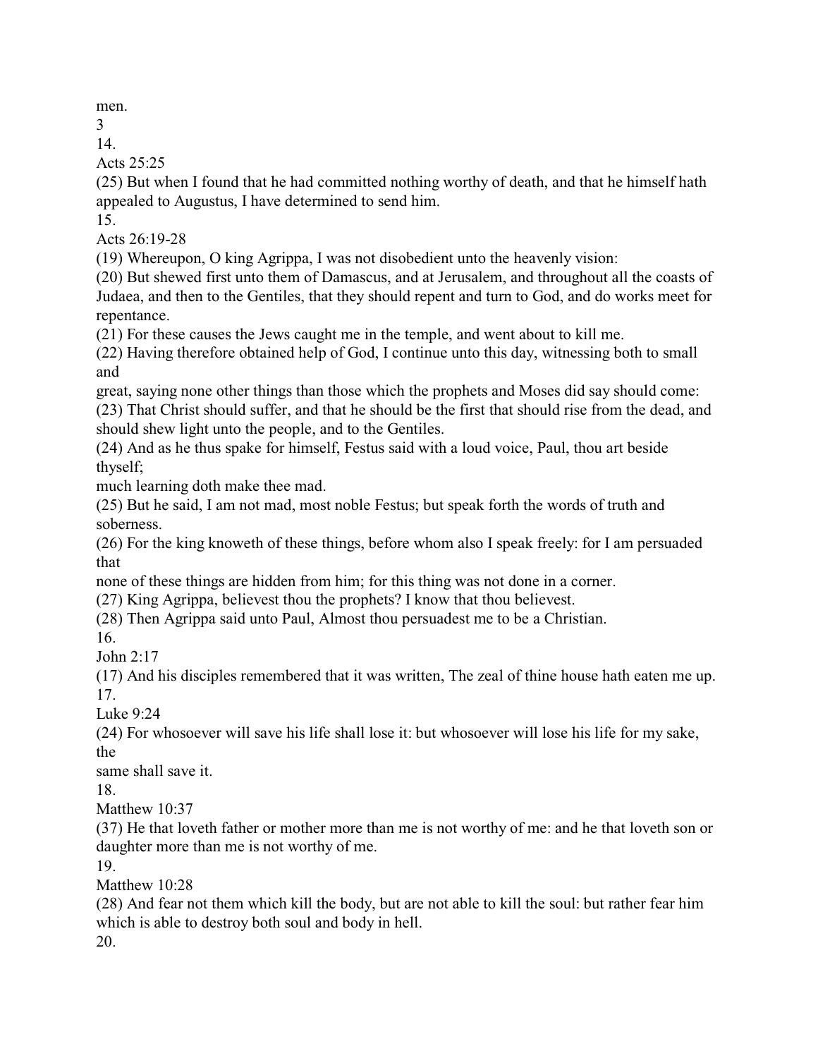men.

14.

Acts 25:25

(25) But when I found that he had committed nothing worthy of death, and that he himself hath appealed to Augustus, I have determined to send him.

15.

Acts 26:19-28

(19) Whereupon, O king Agrippa, I was not disobedient unto the heavenly vision:

(20) But shewed first unto them of Damascus, and at Jerusalem, and throughout all the coasts of Judaea, and then to the Gentiles, that they should repent and turn to God, and do works meet for repentance.

(21) For these causes the Jews caught me in the temple, and went about to kill me.

(22) Having therefore obtained help of God, I continue unto this day, witnessing both to small and great, saying none other things than those which the prophets and Moses did say should come:

(23) That Christ should suffer, and that he should be the first that should rise from the dead, and should shew light unto the people, and to the Gentiles.

(24) And as he thus spake for himself, Festus said with a loud voice, Paul, thou art beside thyself; much learning doth make thee mad.

(25) But he said, I am not mad, most noble Festus; but speak forth the words of truth and soberness.

(26) For the king knoweth of these things, before whom also I speak freely: for I am persuaded that none of these things are hidden from him; for this thing was not done in a corner.

(27) King Agrippa, believest thou the prophets? I know that thou believest.

(28) Then Agrippa said unto Paul, Almost thou persuadest me to be a Christian.

16.

John 2:17

(17) And his disciples remembered that it was written, The zeal of thine house hath eaten me up.

17.

Luke 9:24

(24) For whosoever will save his life shall lose it: but whosoever will lose his life for my sake, the same shall save it.

18.

Matthew 10:37

(37) He that loveth father or mother more than me is not worthy of me: and he that loveth son or daughter more than me is not worthy of me.

19.

Matthew 10:28

(28) And fear not them which kill the body, but are not able to kill the soul: but rather fear him which is able to destroy both soul and body in hell.

20.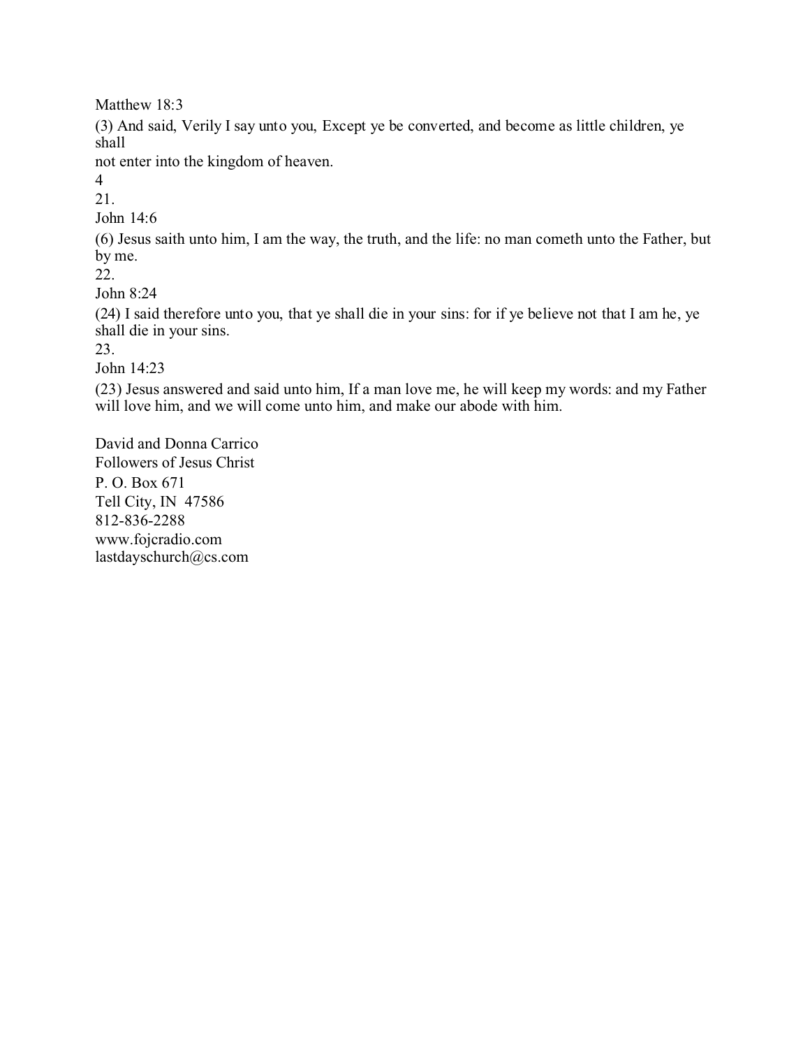Matthew 18:3

(3) And said, Verily I say unto you, Except ye be converted, and become as little children, ye shall not enter into the kingdom of heaven.

21.

John 14:6

(6) Jesus saith unto him, I am the way, the truth, and the life: no man cometh unto the Father, but by me.

22.

John 8:24

(24) I said therefore unto you, that ye shall die in your sins: for if ye believe not that I am he, ye shall die in your sins.

23.

John 14:23

(23) Jesus answered and said unto him, If a man love me, he will keep my words: and my Father will love him, and we will come unto him, and make our abode with him.

David and Donna Carrico
Followers of Jesus Christ
P. O. Box 671
Tell City, IN 47586
812-836-2288
www.fojcradio.com
lastdayschurch@cs.com